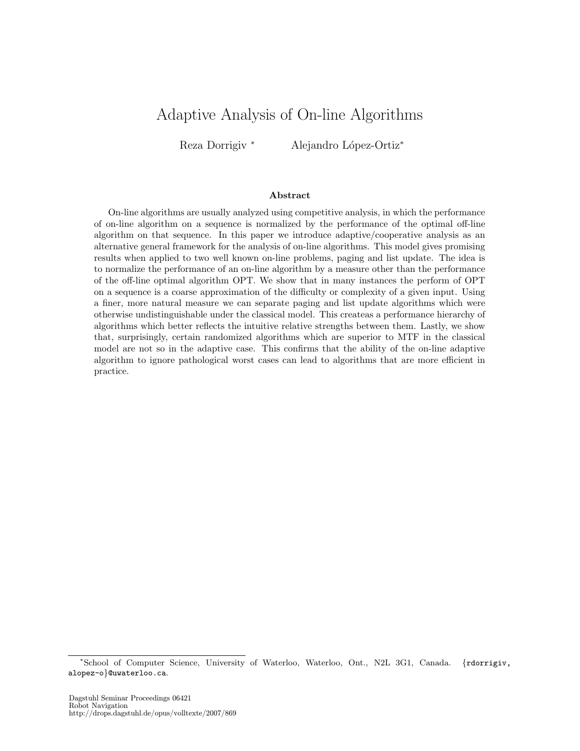# Adaptive Analysis of On-line Algorithms

Reza Dorrigiv [*] Alejandro López-Ortiz[*]

### Abstract

On-line algorithms are usually analyzed using competitive analysis, in which the performance of on-line algorithm on a sequence is normalized by the performance of the optimal off-line algorithm on that sequence. In this paper we introduce adaptive/cooperative analysis as an alternative general framework for the analysis of on-line algorithms. This model gives promising results when applied to two well known on-line problems, paging and list update. The idea is to normalize the performance of an on-line algorithm by a measure other than the performance of the off-line optimal algorithm OPT. We show that in many instances the perform of OPT on a sequence is a coarse approximation of the difficulty or complexity of a given input. Using a finer, more natural measure we can separate paging and list update algorithms which were otherwise undistinguishable under the classical model. This createas a performance hierarchy of algorithms which better reflects the intuitive relative strengths between them. Lastly, we show that, surprisingly, certain randomized algorithms which are superior to MTF in the classical model are not so in the adaptive case. This confirms that the ability of the on-line adaptive algorithm to ignore pathological worst cases can lead to algorithms that are more efficient in practice.

---

[*]School of Computer Science, University of Waterloo, Waterloo, Ont., N2L 3G1, Canada. {rdorrigiv, alopez-o}@uwaterloo.ca.

Dagstuhl Seminar Proceedings 06421
Robot Navigation
http://drops.dagstuhl.de/opus/volltexte/2007/869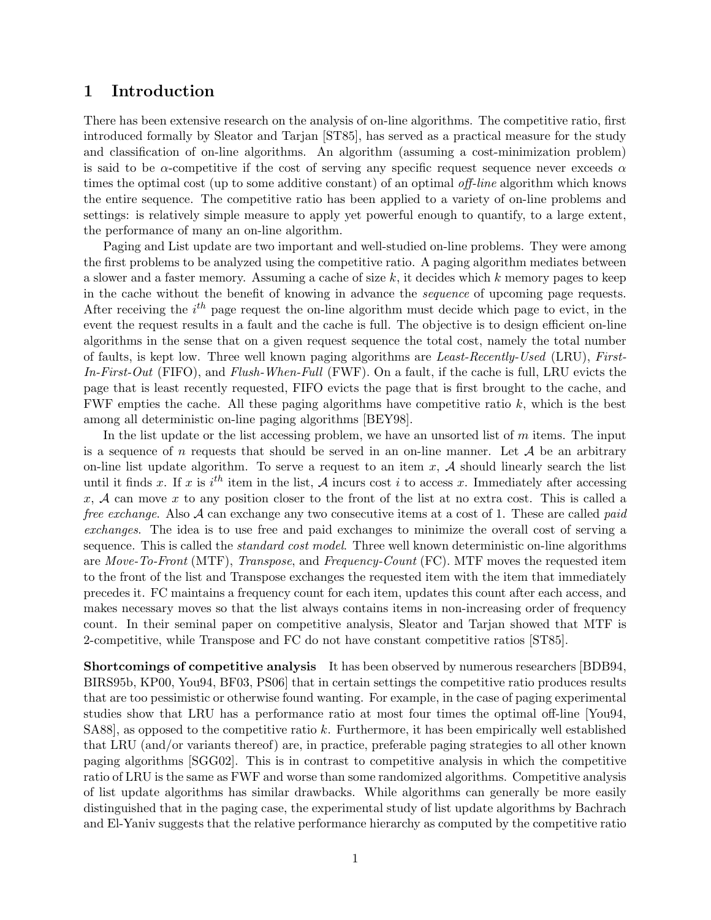# 1 Introduction

There has been extensive research on the analysis of on-line algorithms. The competitive ratio, first introduced formally by Sleator and Tarjan [ST85], has served as a practical measure for the study and classification of on-line algorithms. An algorithm (assuming a cost-minimization problem) is said to be $\alpha$-competitive if the cost of serving any specific request sequence never exceeds $\alpha$ times the optimal cost (up to some additive constant) of an optimal *off-line* algorithm which knows the entire sequence. The competitive ratio has been applied to a variety of on-line problems and settings: is relatively simple measure to apply yet powerful enough to quantify, to a large extent, the performance of many an on-line algorithm.

Paging and List update are two important and well-studied on-line problems. They were among the first problems to be analyzed using the competitive ratio. A paging algorithm mediates between a slower and a faster memory. Assuming a cache of size $k$, it decides which $k$ memory pages to keep in the cache without the benefit of knowing in advance the *sequence* of upcoming page requests. After receiving the $i^{th}$ page request the on-line algorithm must decide which page to evict, in the event the request results in a fault and the cache is full. The objective is to design efficient on-line algorithms in the sense that on a given request sequence the total cost, namely the total number of faults, is kept low. Three well known paging algorithms are *Least-Recently-Used* (LRU), *First-In-First-Out* (FIFO), and *Flush-When-Full* (FWF). On a fault, if the cache is full, LRU evicts the page that is least recently requested, FIFO evicts the page that is first brought to the cache, and FWF empties the cache. All these paging algorithms have competitive ratio $k$, which is the best among all deterministic on-line paging algorithms [BEY98].

In the list update or the list accessing problem, we have an unsorted list of $m$ items. The input is a sequence of $n$ requests that should be served in an on-line manner. Let $\mathcal{A}$ be an arbitrary on-line list update algorithm. To serve a request to an item $x$, $\mathcal{A}$ should linearly search the list until it finds $x$. If $x$ is $i^{th}$ item in the list, $\mathcal{A}$ incurs cost $i$ to access $x$. Immediately after accessing $x$, $\mathcal{A}$ can move $x$ to any position closer to the front of the list at no extra cost. This is called a *free exchange*. Also $\mathcal{A}$ can exchange any two consecutive items at a cost of 1. These are called *paid exchanges*. The idea is to use free and paid exchanges to minimize the overall cost of serving a sequence. This is called the *standard cost model*. Three well known deterministic on-line algorithms are *Move-To-Front* (MTF), *Transpose*, and *Frequency-Count* (FC). MTF moves the requested item to the front of the list and Transpose exchanges the requested item with the item that immediately precedes it. FC maintains a frequency count for each item, updates this count after each access, and makes necessary moves so that the list always contains items in non-increasing order of frequency count. In their seminal paper on competitive analysis, Sleator and Tarjan showed that MTF is 2-competitive, while Transpose and FC do not have constant competitive ratios [ST85].

**Shortcomings of competitive analysis** It has been observed by numerous researchers [BDB94, BIRS95b, KP00, You94, BF03, PS06] that in certain settings the competitive ratio produces results that are too pessimistic or otherwise found wanting. For example, in the case of paging experimental studies show that LRU has a performance ratio at most four times the optimal off-line [You94, SA88], as opposed to the competitive ratio $k$. Furthermore, it has been empirically well established that LRU (and/or variants thereof) are, in practice, preferable paging strategies to all other known paging algorithms [SGG02]. This is in contrast to competitive analysis in which the competitive ratio of LRU is the same as FWF and worse than some randomized algorithms. Competitive analysis of list update algorithms has similar drawbacks. While algorithms can generally be more easily distinguished that in the paging case, the experimental study of list update algorithms by Bachrach and El-Yaniv suggests that the relative performance hierarchy as computed by the competitive ratio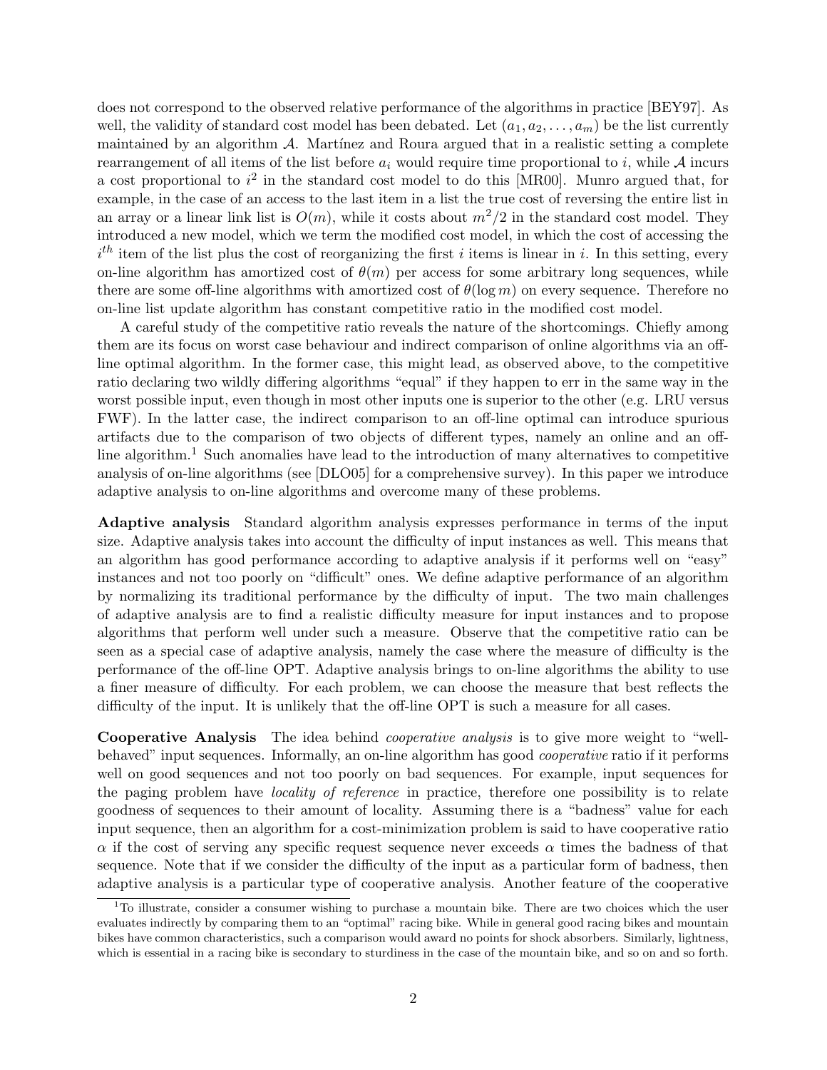does not correspond to the observed relative performance of the algorithms in practice [BEY97]. As well, the validity of standard cost model has been debated. Let $(a_1, a_2, \ldots, a_m)$ be the list currently maintained by an algorithm $\mathcal{A}$. Martínez and Roura argued that in a realistic setting a complete rearrangement of all items of the list before $a_i$ would require time proportional to $i$, while $\mathcal{A}$ incurs a cost proportional to $i^2$ in the standard cost model to do this [MR00]. Munro argued that, for example, in the case of an access to the last item in a list the true cost of reversing the entire list in an array or a linear link list is $O(m)$, while it costs about $m^2/2$ in the standard cost model. They introduced a new model, which we term the modified cost model, in which the cost of accessing the $i^{th}$ item of the list plus the cost of reorganizing the first $i$ items is linear in $i$. In this setting, every on-line algorithm has amortized cost of $\theta(m)$ per access for some arbitrary long sequences, while there are some off-line algorithms with amortized cost of $\theta(\log m)$ on every sequence. Therefore no on-line list update algorithm has constant competitive ratio in the modified cost model.

A careful study of the competitive ratio reveals the nature of the shortcomings. Chiefly among them are its focus on worst case behaviour and indirect comparison of online algorithms via an off-line optimal algorithm. In the former case, this might lead, as observed above, to the competitive ratio declaring two wildly differing algorithms "equal" if they happen to err in the same way in the worst possible input, even though in most other inputs one is superior to the other (e.g. LRU versus FWF). In the latter case, the indirect comparison to an off-line optimal can introduce spurious artifacts due to the comparison of two objects of different types, namely an online and an off-line algorithm.[1] Such anomalies have lead to the introduction of many alternatives to competitive analysis of on-line algorithms (see [DLO05] for a comprehensive survey). In this paper we introduce adaptive analysis to on-line algorithms and overcome many of these problems.

**Adaptive analysis** Standard algorithm analysis expresses performance in terms of the input size. Adaptive analysis takes into account the difficulty of input instances as well. This means that an algorithm has good performance according to adaptive analysis if it performs well on "easy" instances and not too poorly on "difficult" ones. We define adaptive performance of an algorithm by normalizing its traditional performance by the difficulty of input. The two main challenges of adaptive analysis are to find a realistic difficulty measure for input instances and to propose algorithms that perform well under such a measure. Observe that the competitive ratio can be seen as a special case of adaptive analysis, namely the case where the measure of difficulty is the performance of the off-line OPT. Adaptive analysis brings to on-line algorithms the ability to use a finer measure of difficulty. For each problem, we can choose the measure that best reflects the difficulty of the input. It is unlikely that the off-line OPT is such a measure for all cases.

**Cooperative Analysis** The idea behind *cooperative analysis* is to give more weight to "well-behaved" input sequences. Informally, an on-line algorithm has good *cooperative* ratio if it performs well on good sequences and not too poorly on bad sequences. For example, input sequences for the paging problem have *locality of reference* in practice, therefore one possibility is to relate goodness of sequences to their amount of locality. Assuming there is a "badness" value for each input sequence, then an algorithm for a cost-minimization problem is said to have cooperative ratio $\alpha$ if the cost of serving any specific request sequence never exceeds $\alpha$ times the badness of that sequence. Note that if we consider the difficulty of the input as a particular form of badness, then adaptive analysis is a particular type of cooperative analysis. Another feature of the cooperative

[1] To illustrate, consider a consumer wishing to purchase a mountain bike. There are two choices which the user evaluates indirectly by comparing them to an "optimal" racing bike. While in general good racing bikes and mountain bikes have common characteristics, such a comparison would award no points for shock absorbers. Similarly, lightness, which is essential in a racing bike is secondary to sturdiness in the case of the mountain bike, and so on and so forth.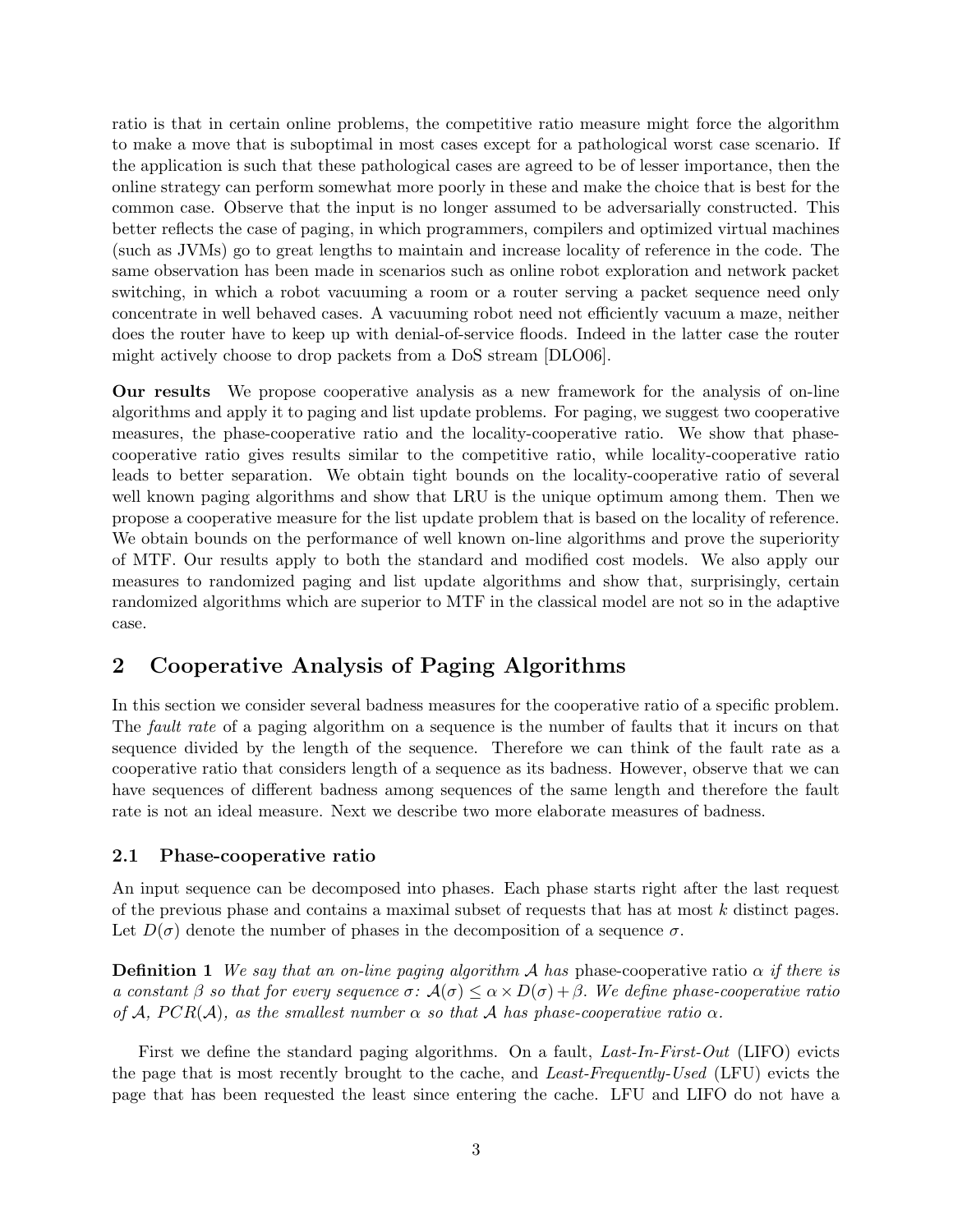ratio is that in certain online problems, the competitive ratio measure might force the algorithm to make a move that is suboptimal in most cases except for a pathological worst case scenario. If the application is such that these pathological cases are agreed to be of lesser importance, then the online strategy can perform somewhat more poorly in these and make the choice that is best for the common case. Observe that the input is no longer assumed to be adversarially constructed. This better reflects the case of paging, in which programmers, compilers and optimized virtual machines (such as JVMs) go to great lengths to maintain and increase locality of reference in the code. The same observation has been made in scenarios such as online robot exploration and network packet switching, in which a robot vacuuming a room or a router serving a packet sequence need only concentrate in well behaved cases. A vacuuming robot need not efficiently vacuum a maze, neither does the router have to keep up with denial-of-service floods. Indeed in the latter case the router might actively choose to drop packets from a DoS stream [DLO06].

**Our results** We propose cooperative analysis as a new framework for the analysis of on-line algorithms and apply it to paging and list update problems. For paging, we suggest two cooperative measures, the phase-cooperative ratio and the locality-cooperative ratio. We show that phase-cooperative ratio gives results similar to the competitive ratio, while locality-cooperative ratio leads to better separation. We obtain tight bounds on the locality-cooperative ratio of several well known paging algorithms and show that LRU is the unique optimum among them. Then we propose a cooperative measure for the list update problem that is based on the locality of reference. We obtain bounds on the performance of well known on-line algorithms and prove the superiority of MTF. Our results apply to both the standard and modified cost models. We also apply our measures to randomized paging and list update algorithms and show that, surprisingly, certain randomized algorithms which are superior to MTF in the classical model are not so in the adaptive case.

## 2 Cooperative Analysis of Paging Algorithms

In this section we consider several badness measures for the cooperative ratio of a specific problem. The *fault rate* of a paging algorithm on a sequence is the number of faults that it incurs on that sequence divided by the length of the sequence. Therefore we can think of the fault rate as a cooperative ratio that considers length of a sequence as its badness. However, observe that we can have sequences of different badness among sequences of the same length and therefore the fault rate is not an ideal measure. Next we describe two more elaborate measures of badness.

### 2.1 Phase-cooperative ratio

An input sequence can be decomposed into phases. Each phase starts right after the last request of the previous phase and contains a maximal subset of requests that has at most $k$ distinct pages. Let $D(\sigma)$ denote the number of phases in the decomposition of a sequence $\sigma$.

**Definition 1** *We say that an on-line paging algorithm $\mathcal{A}$ has* phase-cooperative ratio *$\alpha$ if there is a constant $\beta$ so that for every sequence $\sigma$: $\mathcal{A}(\sigma) \leq \alpha \times D(\sigma) + \beta$. We define phase-cooperative ratio of $\mathcal{A}$, $PCR(\mathcal{A})$, as the smallest number $\alpha$ so that $\mathcal{A}$ has phase-cooperative ratio $\alpha$.*

First we define the standard paging algorithms. On a fault, *Last-In-First-Out* (LIFO) evicts the page that is most recently brought to the cache, and *Least-Frequently-Used* (LFU) evicts the page that has been requested the least since entering the cache. LFU and LIFO do not have a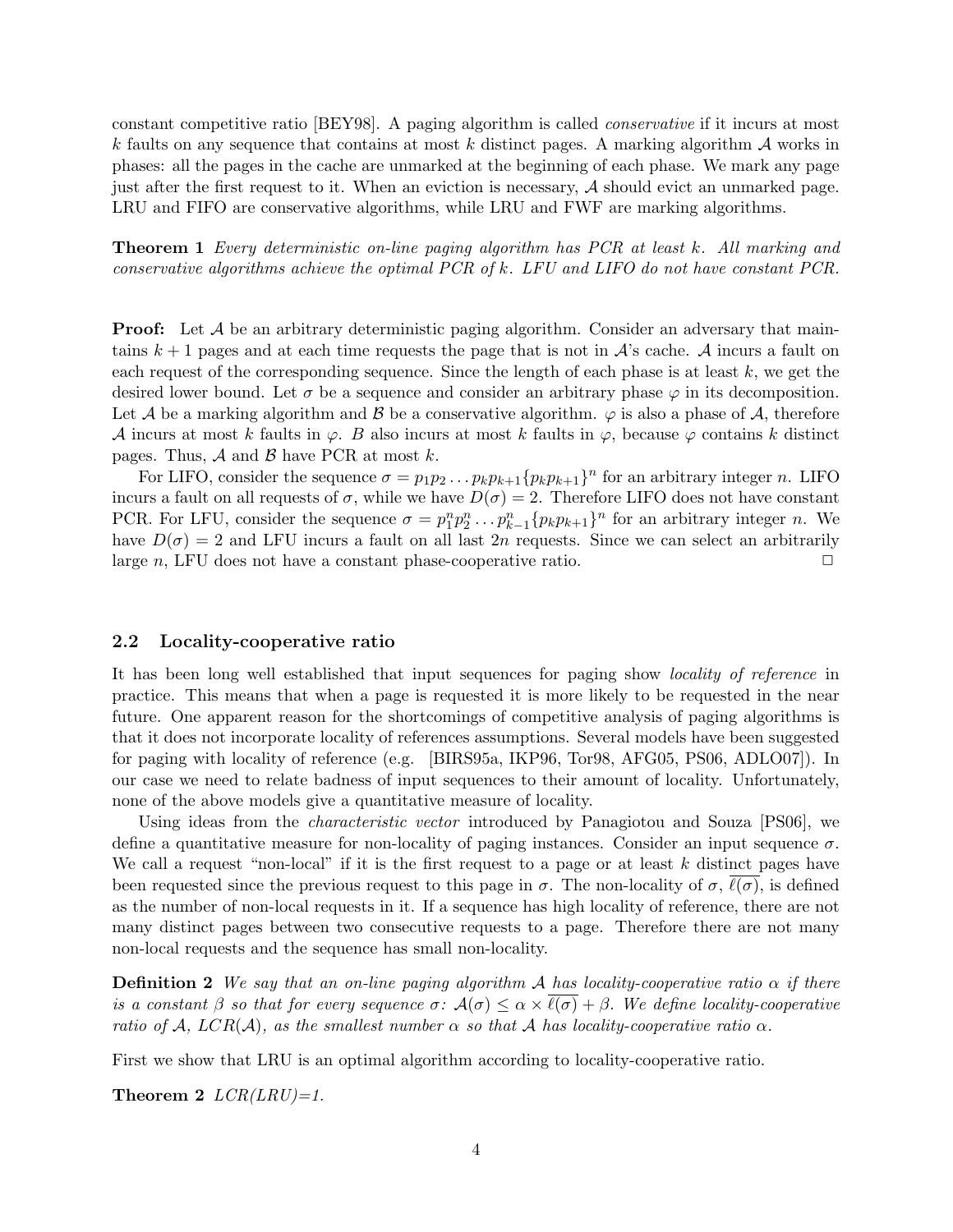constant competitive ratio [BEY98]. A paging algorithm is called *conservative* if it incurs at most $k$ faults on any sequence that contains at most $k$ distinct pages. A marking algorithm $\mathcal{A}$ works in phases: all the pages in the cache are unmarked at the beginning of each phase. We mark any page just after the first request to it. When an eviction is necessary, $\mathcal{A}$ should evict an unmarked page. LRU and FIFO are conservative algorithms, while LRU and FWF are marking algorithms.

**Theorem 1** *Every deterministic on-line paging algorithm has PCR at least $k$. All marking and conservative algorithms achieve the optimal PCR of $k$. LFU and LIFO do not have constant PCR.*

**Proof:** Let $\mathcal{A}$ be an arbitrary deterministic paging algorithm. Consider an adversary that maintains $k+1$ pages and at each time requests the page that is not in $\mathcal{A}$'s cache. $\mathcal{A}$ incurs a fault on each request of the corresponding sequence. Since the length of each phase is at least $k$, we get the desired lower bound. Let $\sigma$ be a sequence and consider an arbitrary phase $\varphi$ in its decomposition. Let $\mathcal{A}$ be a marking algorithm and $\mathcal{B}$ be a conservative algorithm. $\varphi$ is also a phase of $\mathcal{A}$, therefore $\mathcal{A}$ incurs at most $k$ faults in $\varphi$. $B$ also incurs at most $k$ faults in $\varphi$, because $\varphi$ contains $k$ distinct pages. Thus, $\mathcal{A}$ and $\mathcal{B}$ have PCR at most $k$.

For LIFO, consider the sequence $\sigma = p_1 p_2 \dots p_k p_{k+1} \{p_k p_{k+1}\}^n$ for an arbitrary integer $n$. LIFO incurs a fault on all requests of $\sigma$, while we have $D(\sigma) = 2$. Therefore LIFO does not have constant PCR. For LFU, consider the sequence $\sigma = p_1^n p_2^n \dots p_{k-1}^n \{p_k p_{k+1}\}^n$ for an arbitrary integer $n$. We have $D(\sigma) = 2$ and LFU incurs a fault on all last $2n$ requests. Since we can select an arbitrarily large $n$, LFU does not have a constant phase-cooperative ratio. □

## 2.2 Locality-cooperative ratio

It has been long well established that input sequences for paging show *locality of reference* in practice. This means that when a page is requested it is more likely to be requested in the near future. One apparent reason for the shortcomings of competitive analysis of paging algorithms is that it does not incorporate locality of references assumptions. Several models have been suggested for paging with locality of reference (e.g. [BIRS95a, IKP96, Tor98, AFG05, PS06, ADLO07]). In our case we need to relate badness of input sequences to their amount of locality. Unfortunately, none of the above models give a quantitative measure of locality.

Using ideas from the *characteristic vector* introduced by Panagiotou and Souza [PS06], we define a quantitative measure for non-locality of paging instances. Consider an input sequence $\sigma$. We call a request "non-local" if it is the first request to a page or at least $k$ distinct pages have been requested since the previous request to this page in $\sigma$. The non-locality of $\sigma$, $\overline{\ell(\sigma)}$, is defined as the number of non-local requests in it. If a sequence has high locality of reference, there are not many distinct pages between two consecutive requests to a page. Therefore there are not many non-local requests and the sequence has small non-locality.

**Definition 2** *We say that an on-line paging algorithm $\mathcal{A}$ has locality-cooperative ratio $\alpha$ if there is a constant $\beta$ so that for every sequence $\sigma$: $\mathcal{A}(\sigma) \le \alpha \times \overline{\ell(\sigma)} + \beta$. We define locality-cooperative ratio of $\mathcal{A}$, $LCR(\mathcal{A})$, as the smallest number $\alpha$ so that $\mathcal{A}$ has locality-cooperative ratio $\alpha$.*

First we show that LRU is an optimal algorithm according to locality-cooperative ratio.

**Theorem 2** *LCR(LRU)=1.*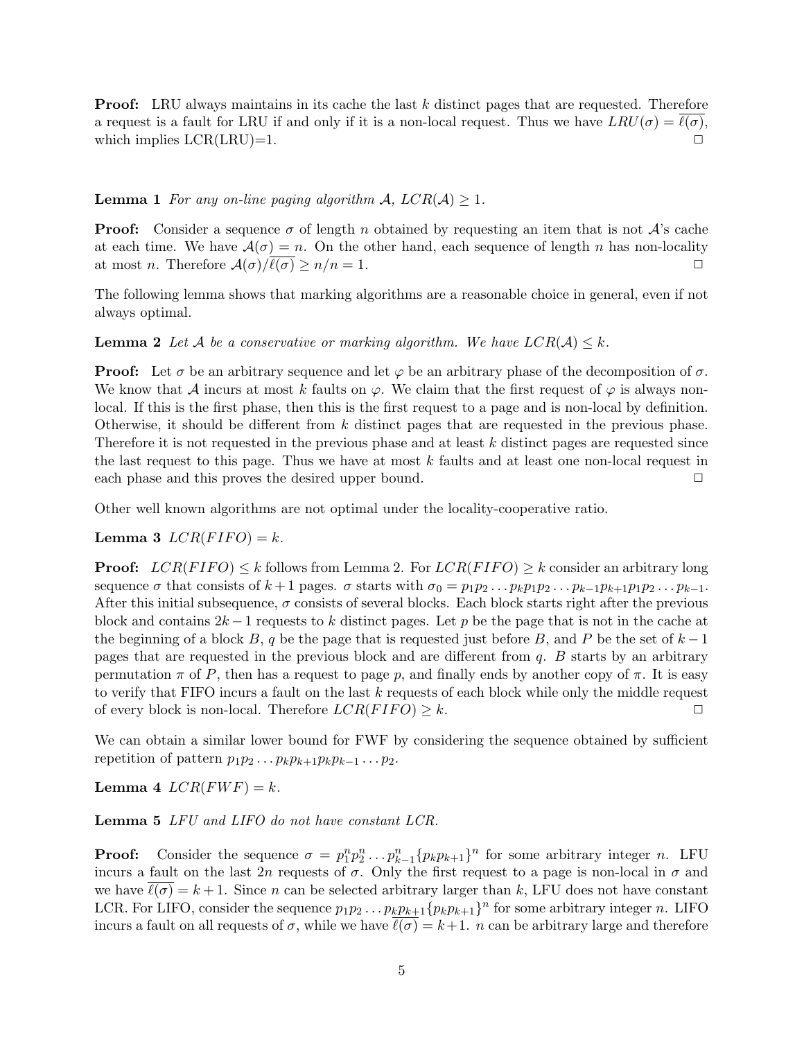**Proof:** LRU always maintains in its cache the last $k$ distinct pages that are requested. Therefore a request is a fault for LRU if and only if it is a non-local request. Thus we have $LRU(\sigma) = \overline{\ell(\sigma)}$, which implies LCR(LRU)=1. □

**Lemma 1** *For any on-line paging algorithm $\mathcal{A}$, $LCR(\mathcal{A}) \geq 1$.*

**Proof:** Consider a sequence $\sigma$ of length $n$ obtained by requesting an item that is not $\mathcal{A}$'s cache at each time. We have $\mathcal{A}(\sigma) = n$. On the other hand, each sequence of length $n$ has non-locality at most $n$. Therefore $\mathcal{A}(\sigma)/\overline{\ell(\sigma)} \geq n/n = 1$. □

The following lemma shows that marking algorithms are a reasonable choice in general, even if not always optimal.

**Lemma 2** *Let $\mathcal{A}$ be a conservative or marking algorithm. We have $LCR(\mathcal{A}) \leq k$.*

**Proof:** Let $\sigma$ be an arbitrary sequence and let $\varphi$ be an arbitrary phase of the decomposition of $\sigma$. We know that $\mathcal{A}$ incurs at most $k$ faults on $\varphi$. We claim that the first request of $\varphi$ is always non-local. If this is the first phase, then this is the first request to a page and is non-local by definition. Otherwise, it should be different from $k$ distinct pages that are requested in the previous phase. Therefore it is not requested in the previous phase and at least $k$ distinct pages are requested since the last request to this page. Thus we have at most $k$ faults and at least one non-local request in each phase and this proves the desired upper bound. □

Other well known algorithms are not optimal under the locality-cooperative ratio.

**Lemma 3** *$LCR(FIFO) = k$.*

**Proof:** $LCR(FIFO) \leq k$ follows from Lemma 2. For $LCR(FIFO) \geq k$ consider an arbitrary long sequence $\sigma$ that consists of $k+1$ pages. $\sigma$ starts with $\sigma_0 = p_1 p_2 \dots p_k p_1 p_2 \dots p_{k-1} p_{k+1} p_1 p_2 \dots p_{k-1}$. After this initial subsequence, $\sigma$ consists of several blocks. Each block starts right after the previous block and contains $2k-1$ requests to $k$ distinct pages. Let $p$ be the page that is not in the cache at the beginning of a block $B$, $q$ be the page that is requested just before $B$, and $P$ be the set of $k-1$ pages that are requested in the previous block and are different from $q$. $B$ starts by an arbitrary permutation $\pi$ of $P$, then has a request to page $p$, and finally ends by another copy of $\pi$. It is easy to verify that FIFO incurs a fault on the last $k$ requests of each block while only the middle request of every block is non-local. Therefore $LCR(FIFO) \geq k$. □

We can obtain a similar lower bound for FWF by considering the sequence obtained by sufficient repetition of pattern $p_1 p_2 \dots p_k p_{k+1} p_k p_{k-1} \dots p_2$.

**Lemma 4** *$LCR(FWF) = k$.*

**Lemma 5** *LFU and LIFO do not have constant LCR.*

**Proof:** Consider the sequence $\sigma = p_1^n p_2^n \dots p_{k-1}^n \{p_k p_{k+1}\}^n$ for some arbitrary integer $n$. LFU incurs a fault on the last $2n$ requests of $\sigma$. Only the first request to a page is non-local in $\sigma$ and we have $\overline{\ell(\sigma)} = k+1$. Since $n$ can be selected arbitrary larger than $k$, LFU does not have constant LCR. For LIFO, consider the sequence $p_1 p_2 \dots p_k p_{k+1} \{p_k p_{k+1}\}^n$ for some arbitrary integer $n$. LIFO incurs a fault on all requests of $\sigma$, while we have $\overline{\ell(\sigma)} = k+1$. $n$ can be arbitrary large and therefore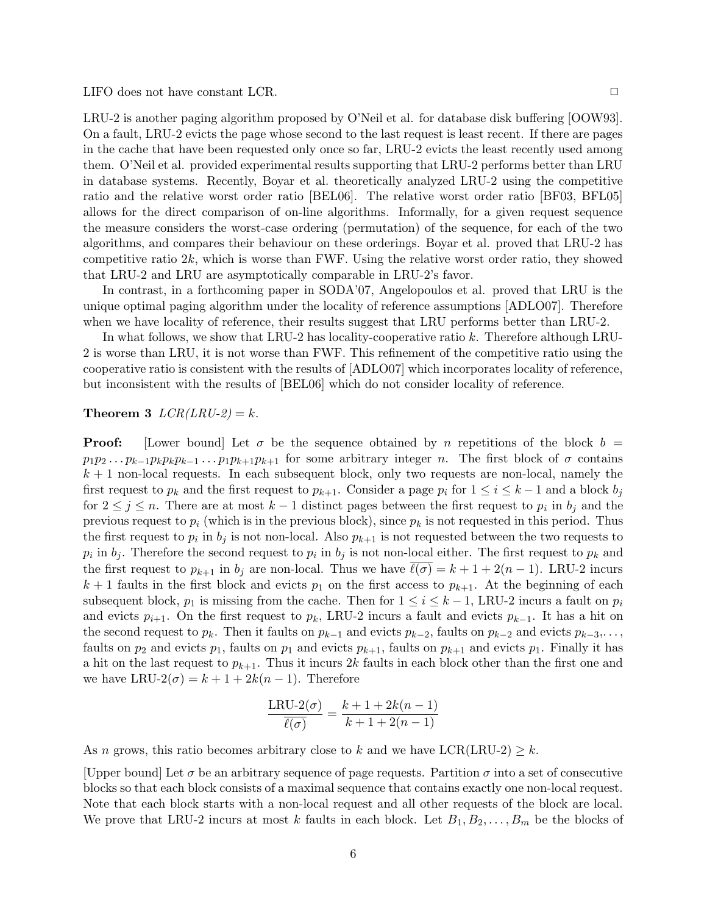LIFO does not have constant LCR. □

LRU-2 is another paging algorithm proposed by O'Neil et al. for database disk buffering [OOW93]. On a fault, LRU-2 evicts the page whose second to the last request is least recent. If there are pages in the cache that have been requested only once so far, LRU-2 evicts the least recently used among them. O'Neil et al. provided experimental results supporting that LRU-2 performs better than LRU in database systems. Recently, Boyar et al. theoretically analyzed LRU-2 using the competitive ratio and the relative worst order ratio [BEL06]. The relative worst order ratio [BF03, BFL05] allows for the direct comparison of on-line algorithms. Informally, for a given request sequence the measure considers the worst-case ordering (permutation) of the sequence, for each of the two algorithms, and compares their behaviour on these orderings. Boyar et al. proved that LRU-2 has competitive ratio $2k$, which is worse than FWF. Using the relative worst order ratio, they showed that LRU-2 and LRU are asymptotically comparable in LRU-2's favor.

In contrast, in a forthcoming paper in SODA'07, Angelopoulos et al. proved that LRU is the unique optimal paging algorithm under the locality of reference assumptions [ADLO07]. Therefore when we have locality of reference, their results suggest that LRU performs better than LRU-2.

In what follows, we show that LRU-2 has locality-cooperative ratio $k$. Therefore although LRU-2 is worse than LRU, it is not worse than FWF. This refinement of the competitive ratio using the cooperative ratio is consistent with the results of [ADLO07] which incorporates locality of reference, but inconsistent with the results of [BEL06] which do not consider locality of reference.

**Theorem 3** *LCR(LRU-2)* $= k$.

**Proof:** [Lower bound] Let $\sigma$ be the sequence obtained by $n$ repetitions of the block $b = p_1p_2\dots p_{k-1}p_kp_kp_{k-1}\dots p_1p_{k+1}p_{k+1}$ for some arbitrary integer $n$. The first block of $\sigma$ contains $k+1$ non-local requests. In each subsequent block, only two requests are non-local, namely the first request to $p_k$ and the first request to $p_{k+1}$. Consider a page $p_i$ for $1 \le i \le k-1$ and a block $b_j$ for $2 \le j \le n$. There are at most $k-1$ distinct pages between the first request to $p_i$ in $b_j$ and the previous request to $p_i$ (which is in the previous block), since $p_k$ is not requested in this period. Thus the first request to $p_i$ in $b_j$ is not non-local. Also $p_{k+1}$ is not requested between the two requests to $p_i$ in $b_j$. Therefore the second request to $p_i$ in $b_j$ is not non-local either. The first request to $p_k$ and the first request to $p_{k+1}$ in $b_j$ are non-local. Thus we have $\overline{\ell(\sigma)} = k+1+2(n-1)$. LRU-2 incurs $k+1$ faults in the first block and evicts $p_1$ on the first access to $p_{k+1}$. At the beginning of each subsequent block, $p_1$ is missing from the cache. Then for $1 \le i \le k-1$, LRU-2 incurs a fault on $p_i$ and evicts $p_{i+1}$. On the first request to $p_k$, LRU-2 incurs a fault and evicts $p_{k-1}$. It has a hit on the second request to $p_k$. Then it faults on $p_{k-1}$ and evicts $p_{k-2}$, faults on $p_{k-2}$ and evicts $p_{k-3}$,..., faults on $p_2$ and evicts $p_1$, faults on $p_1$ and evicts $p_{k+1}$, faults on $p_{k+1}$ and evicts $p_1$. Finally it has a hit on the last request to $p_{k+1}$. Thus it incurs $2k$ faults in each block other than the first one and we have LRU-2$(\sigma) = k+1+2k(n-1)$. Therefore

$$\frac{\text{LRU-2}(\sigma)}{\overline{\ell(\sigma)}} = \frac{k+1+2k(n-1)}{k+1+2(n-1)}$$

As $n$ grows, this ratio becomes arbitrary close to $k$ and we have LCR(LRU-2) $\ge k$.

[Upper bound] Let $\sigma$ be an arbitrary sequence of page requests. Partition $\sigma$ into a set of consecutive blocks so that each block consists of a maximal sequence that contains exactly one non-local request. Note that each block starts with a non-local request and all other requests of the block are local. We prove that LRU-2 incurs at most $k$ faults in each block. Let $B_1, B_2, \dots, B_m$ be the blocks of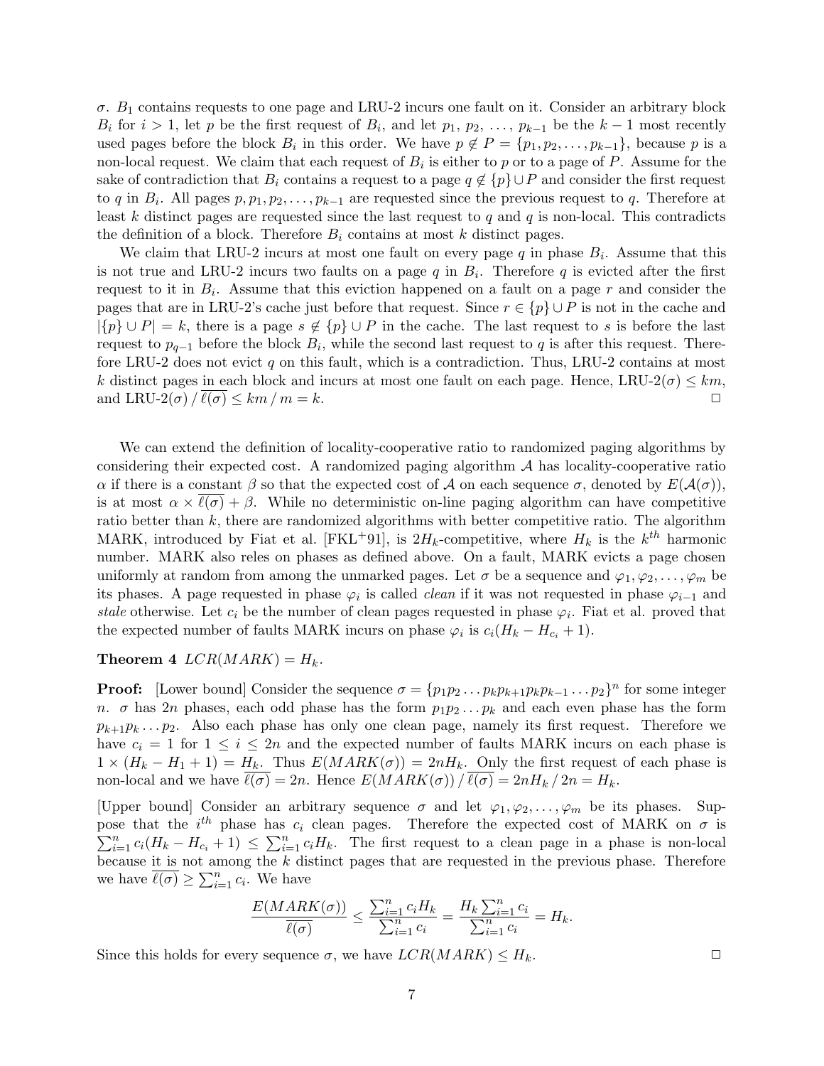$\sigma$. $B_1$ contains requests to one page and LRU-2 incurs one fault on it. Consider an arbitrary block $B_i$ for $i > 1$, let $p$ be the first request of $B_i$, and let $p_1, p_2, \ldots, p_{k-1}$ be the $k-1$ most recently used pages before the block $B_i$ in this order. We have $p \notin P = \{p_1, p_2, \ldots, p_{k-1}\}$, because $p$ is a non-local request. We claim that each request of $B_i$ is either to $p$ or to a page of $P$. Assume for the sake of contradiction that $B_i$ contains a request to a page $q \notin \{p\} \cup P$ and consider the first request to $q$ in $B_i$. All pages $p, p_1, p_2, \ldots, p_{k-1}$ are requested since the previous request to $q$. Therefore at least $k$ distinct pages are requested since the last request to $q$ and $q$ is non-local. This contradicts the definition of a block. Therefore $B_i$ contains at most $k$ distinct pages.

We claim that LRU-2 incurs at most one fault on every page $q$ in phase $B_i$. Assume that this is not true and LRU-2 incurs two faults on a page $q$ in $B_i$. Therefore $q$ is evicted after the first request to it in $B_i$. Assume that this eviction happened on a fault on a page $r$ and consider the pages that are in LRU-2's cache just before that request. Since $r \in \{p\} \cup P$ is not in the cache and $|\{p\} \cup P| = k$, there is a page $s \notin \{p\} \cup P$ in the cache. The last request to $s$ is before the last request to $p_{q-1}$ before the block $B_i$, while the second last request to $q$ is after this request. Therefore LRU-2 does not evict $q$ on this fault, which is a contradiction. Thus, LRU-2 contains at most $k$ distinct pages in each block and incurs at most one fault on each page. Hence, LRU-2$(\sigma) \leq km$, and LRU-2$(\sigma) \,/\, \overline{\ell(\sigma)} \leq km \,/\, m = k$. □

We can extend the definition of locality-cooperative ratio to randomized paging algorithms by considering their expected cost. A randomized paging algorithm $\mathcal{A}$ has locality-cooperative ratio $\alpha$ if there is a constant $\beta$ so that the expected cost of $\mathcal{A}$ on each sequence $\sigma$, denoted by $E(\mathcal{A}(\sigma))$, is at most $\alpha \times \overline{\ell(\sigma)} + \beta$. While no deterministic on-line paging algorithm can have competitive ratio better than $k$, there are randomized algorithms with better competitive ratio. The algorithm MARK, introduced by Fiat et al. [FKL+91], is $2H_k$-competitive, where $H_k$ is the $k^{th}$ harmonic number. MARK also reles on phases as defined above. On a fault, MARK evicts a page chosen uniformly at random from among the unmarked pages. Let $\sigma$ be a sequence and $\varphi_1, \varphi_2, \ldots, \varphi_m$ be its phases. A page requested in phase $\varphi_i$ is called *clean* if it was not requested in phase $\varphi_{i-1}$ and *stale* otherwise. Let $c_i$ be the number of clean pages requested in phase $\varphi_i$. Fiat et al. proved that the expected number of faults MARK incurs on phase $\varphi_i$ is $c_i(H_k - H_{c_i} + 1)$.

**Theorem 4** $LCR(MARK) = H_k$.

**Proof:** [Lower bound] Consider the sequence $\sigma = \{p_1 p_2 \ldots p_k p_{k+1} p_k p_{k-1} \ldots p_2\}^n$ for some integer $n$. $\sigma$ has $2n$ phases, each odd phase has the form $p_1 p_2 \ldots p_k$ and each even phase has the form $p_{k+1} p_k \ldots p_2$. Also each phase has only one clean page, namely its first request. Therefore we have $c_i = 1$ for $1 \leq i \leq 2n$ and the expected number of faults MARK incurs on each phase is $1 \times (H_k - H_1 + 1) = H_k$. Thus $E(MARK(\sigma)) = 2nH_k$. Only the first request of each phase is non-local and we have $\overline{\ell(\sigma)} = 2n$. Hence $E(MARK(\sigma)) \,/\, \overline{\ell(\sigma)} = 2nH_k \,/\, 2n = H_k$.

[Upper bound] Consider an arbitrary sequence $\sigma$ and let $\varphi_1, \varphi_2, \ldots, \varphi_m$ be its phases. Suppose that the $i^{th}$ phase has $c_i$ clean pages. Therefore the expected cost of MARK on $\sigma$ is $\sum_{i=1}^{n} c_i(H_k - H_{c_i} + 1) \leq \sum_{i=1}^{n} c_i H_k$. The first request to a clean page in a phase is non-local because it is not among the $k$ distinct pages that are requested in the previous phase. Therefore we have $\overline{\ell(\sigma)} \geq \sum_{i=1}^{n} c_i$. We have

$$\frac{E(MARK(\sigma))}{\overline{\ell(\sigma)}} \leq \frac{\sum_{i=1}^{n} c_i H_k}{\sum_{i=1}^{n} c_i} = \frac{H_k \sum_{i=1}^{n} c_i}{\sum_{i=1}^{n} c_i} = H_k.$$

Since this holds for every sequence $\sigma$, we have $LCR(MARK) \leq H_k$. □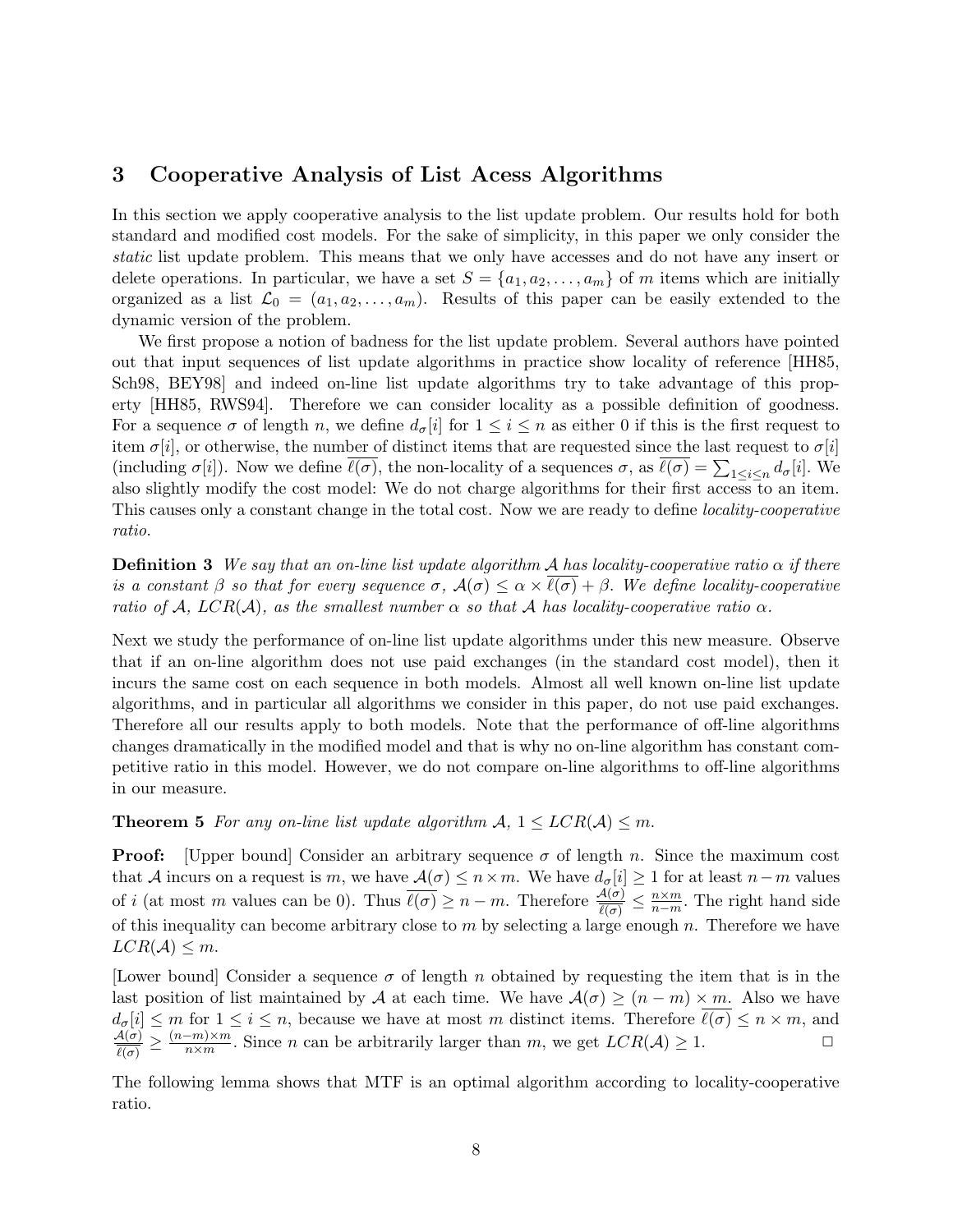## 3 Cooperative Analysis of List Acess Algorithms

In this section we apply cooperative analysis to the list update problem. Our results hold for both standard and modified cost models. For the sake of simplicity, in this paper we only consider the *static* list update problem. This means that we only have accesses and do not have any insert or delete operations. In particular, we have a set $S = \{a_1, a_2, \ldots, a_m\}$ of $m$ items which are initially organized as a list $\mathcal{L}_0 = (a_1, a_2, \ldots, a_m)$. Results of this paper can be easily extended to the dynamic version of the problem.

We first propose a notion of badness for the list update problem. Several authors have pointed out that input sequences of list update algorithms in practice show locality of reference [HH85, Sch98, BEY98] and indeed on-line list update algorithms try to take advantage of this property [HH85, RWS94]. Therefore we can consider locality as a possible definition of goodness. For a sequence $\sigma$ of length $n$, we define $d_\sigma[i]$ for $1 \leq i \leq n$ as either 0 if this is the first request to item $\sigma[i]$, or otherwise, the number of distinct items that are requested since the last request to $\sigma[i]$ (including $\sigma[i]$). Now we define $\overline{\ell(\sigma)}$, the non-locality of a sequences $\sigma$, as $\overline{\ell(\sigma)} = \sum_{1 \leq i \leq n} d_\sigma[i]$. We also slightly modify the cost model: We do not charge algorithms for their first access to an item. This causes only a constant change in the total cost. Now we are ready to define *locality-cooperative ratio*.

**Definition 3** *We say that an on-line list update algorithm $\mathcal{A}$ has locality-cooperative ratio $\alpha$ if there is a constant $\beta$ so that for every sequence $\sigma$, $\mathcal{A}(\sigma) \leq \alpha \times \overline{\ell(\sigma)} + \beta$. We define locality-cooperative ratio of $\mathcal{A}$, $LCR(\mathcal{A})$, as the smallest number $\alpha$ so that $\mathcal{A}$ has locality-cooperative ratio $\alpha$.*

Next we study the performance of on-line list update algorithms under this new measure. Observe that if an on-line algorithm does not use paid exchanges (in the standard cost model), then it incurs the same cost on each sequence in both models. Almost all well known on-line list update algorithms, and in particular all algorithms we consider in this paper, do not use paid exchanges. Therefore all our results apply to both models. Note that the performance of off-line algorithms changes dramatically in the modified model and that is why no on-line algorithm has constant competitive ratio in this model. However, we do not compare on-line algorithms to off-line algorithms in our measure.

**Theorem 5** *For any on-line list update algorithm $\mathcal{A}$, $1 \leq LCR(\mathcal{A}) \leq m$.*

**Proof:** [Upper bound] Consider an arbitrary sequence $\sigma$ of length $n$. Since the maximum cost that $\mathcal{A}$ incurs on a request is $m$, we have $\mathcal{A}(\sigma) \leq n \times m$. We have $d_\sigma[i] \geq 1$ for at least $n - m$ values of $i$ (at most $m$ values can be 0). Thus $\overline{\ell(\sigma)} \geq n - m$. Therefore $\frac{\mathcal{A}(\sigma)}{\overline{\ell(\sigma)}} \leq \frac{n \times m}{n-m}$. The right hand side of this inequality can become arbitrary close to $m$ by selecting a large enough $n$. Therefore we have $LCR(\mathcal{A}) \leq m$.

[Lower bound] Consider a sequence $\sigma$ of length $n$ obtained by requesting the item that is in the last position of list maintained by $\mathcal{A}$ at each time. We have $\mathcal{A}(\sigma) \geq (n - m) \times m$. Also we have $d_\sigma[i] \leq m$ for $1 \leq i \leq n$, because we have at most $m$ distinct items. Therefore $\overline{\ell(\sigma)} \leq n \times m$, and $\frac{\mathcal{A}(\sigma)}{\overline{\ell(\sigma)}} \geq \frac{(n-m) \times m}{n \times m}$. Since $n$ can be arbitrarily larger than $m$, we get $LCR(\mathcal{A}) \geq 1$. $\square$

The following lemma shows that MTF is an optimal algorithm according to locality-cooperative ratio.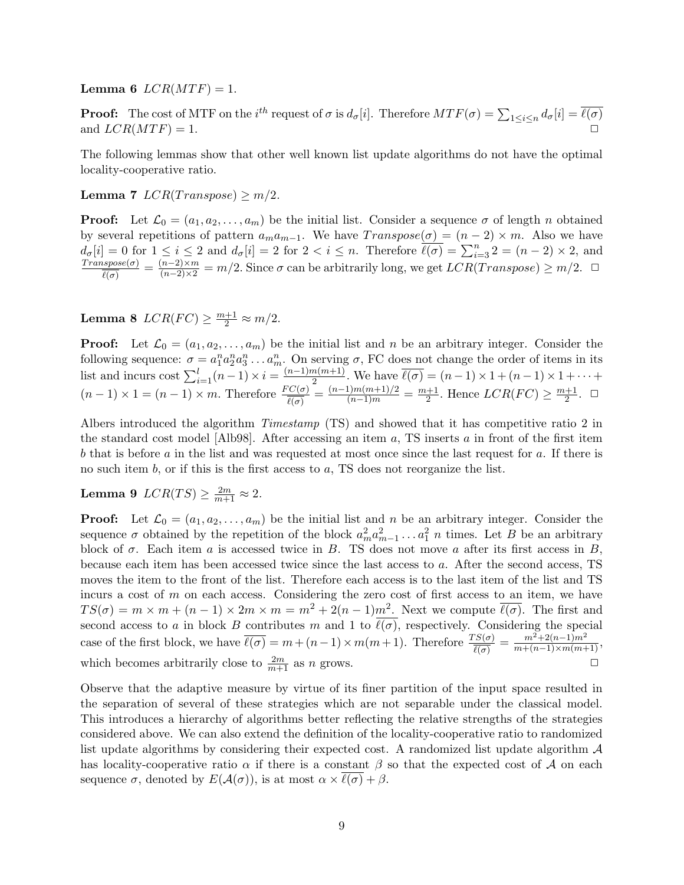**Lemma 6** $LCR(MTF) = 1$.

**Proof:** The cost of MTF on the $i^{th}$ request of $\sigma$ is $d_\sigma[i]$. Therefore $MTF(\sigma) = \sum_{1 \leq i \leq n} d_\sigma[i] = \overline{\ell(\sigma)}$ and $LCR(MTF) = 1$. □

The following lemmas show that other well known list update algorithms do not have the optimal locality-cooperative ratio.

**Lemma 7** $LCR(Transpose) \geq m/2$.

**Proof:** Let $\mathcal{L}_0 = (a_1, a_2, \ldots, a_m)$ be the initial list. Consider a sequence $\sigma$ of length $n$ obtained by several repetitions of pattern $a_m a_{m-1}$. We have $Transpose(\sigma) = (n-2) \times m$. Also we have $d_\sigma[i] = 0$ for $1 \leq i \leq 2$ and $d_\sigma[i] = 2$ for $2 < i \leq n$. Therefore $\overline{\ell(\sigma)} = \sum_{i=3}^{n} 2 = (n-2) \times 2$, and $\frac{Transpose(\sigma)}{\overline{\ell(\sigma)}} = \frac{(n-2) \times m}{(n-2) \times 2} = m/2$. Since $\sigma$ can be arbitrarily long, we get $LCR(Transpose) \geq m/2$. □

**Lemma 8** $LCR(FC) \geq \frac{m+1}{2} \approx m/2$.

**Proof:** Let $\mathcal{L}_0 = (a_1, a_2, \ldots, a_m)$ be the initial list and $n$ be an arbitrary integer. Consider the following sequence: $\sigma = a_1^n a_2^n a_3^n \ldots a_m^n$. On serving $\sigma$, FC does not change the order of items in its list and incurs cost $\sum_{i=1}^{l} (n-1) \times i = \frac{(n-1)m(m+1)}{2}$. We have $\overline{\ell(\sigma)} = (n-1) \times 1 + (n-1) \times 1 + \cdots + (n-1) \times 1 = (n-1) \times m$. Therefore $\frac{FC(\sigma)}{\overline{\ell(\sigma)}} = \frac{(n-1)m(m+1)/2}{(n-1)m} = \frac{m+1}{2}$. Hence $LCR(FC) \geq \frac{m+1}{2}$. □

Albers introduced the algorithm *Timestamp* (TS) and showed that it has competitive ratio 2 in the standard cost model [Alb98]. After accessing an item $a$, TS inserts $a$ in front of the first item $b$ that is before $a$ in the list and was requested at most once since the last request for $a$. If there is no such item $b$, or if this is the first access to $a$, TS does not reorganize the list.

**Lemma 9** $LCR(TS) \geq \frac{2m}{m+1} \approx 2$.

**Proof:** Let $\mathcal{L}_0 = (a_1, a_2, \ldots, a_m)$ be the initial list and $n$ be an arbitrary integer. Consider the sequence $\sigma$ obtained by the repetition of the block $a_m^2 a_{m-1}^2 \ldots a_1^2$ $n$ times. Let $B$ be an arbitrary block of $\sigma$. Each item $a$ is accessed twice in $B$. TS does not move $a$ after its first access in $B$, because each item has been accessed twice since the last access to $a$. After the second access, TS moves the item to the front of the list. Therefore each access is to the last item of the list and TS incurs a cost of $m$ on each access. Considering the zero cost of first access to an item, we have $TS(\sigma) = m \times m + (n-1) \times 2m \times m = m^2 + 2(n-1)m^2$. Next we compute $\overline{\ell(\sigma)}$. The first and second access to $a$ in block $B$ contributes $m$ and 1 to $\overline{\ell(\sigma)}$, respectively. Considering the special case of the first block, we have $\overline{\ell(\sigma)} = m + (n-1) \times m(m+1)$. Therefore $\frac{TS(\sigma)}{\overline{\ell(\sigma)}} = \frac{m^2 + 2(n-1)m^2}{m + (n-1) \times m(m+1)}$, which becomes arbitrarily close to $\frac{2m}{m+1}$ as $n$ grows. □

Observe that the adaptive measure by virtue of its finer partition of the input space resulted in the separation of several of these strategies which are not separable under the classical model. This introduces a hierarchy of algorithms better reflecting the relative strengths of the strategies considered above. We can also extend the definition of the locality-cooperative ratio to randomized list update algorithms by considering their expected cost. A randomized list update algorithm $\mathcal{A}$ has locality-cooperative ratio $\alpha$ if there is a constant $\beta$ so that the expected cost of $\mathcal{A}$ on each sequence $\sigma$, denoted by $E(\mathcal{A}(\sigma))$, is at most $\alpha \times \overline{\ell(\sigma)} + \beta$.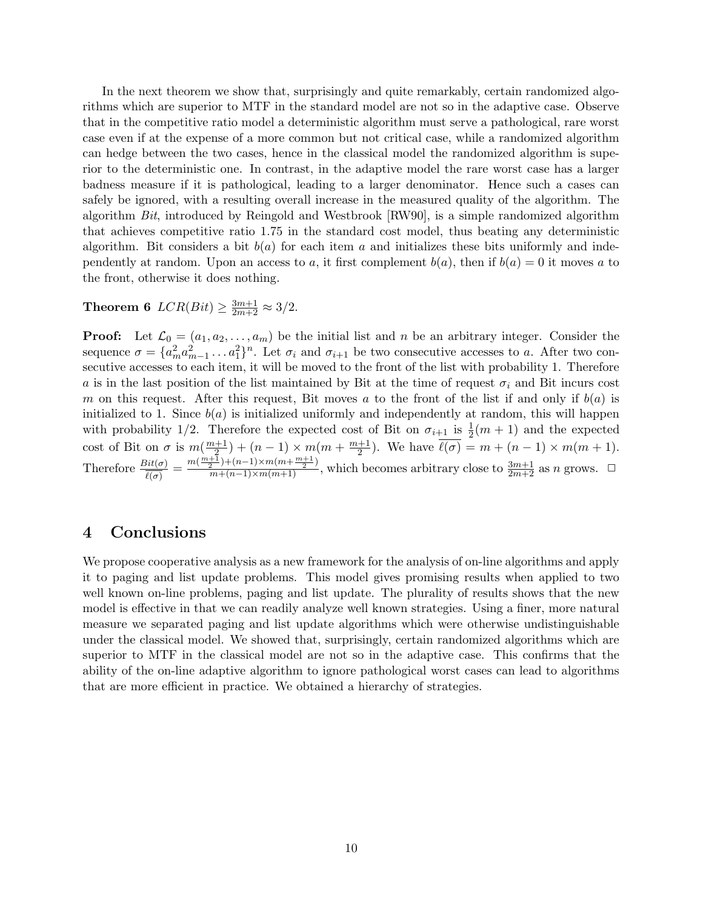In the next theorem we show that, surprisingly and quite remarkably, certain randomized algorithms which are superior to MTF in the standard model are not so in the adaptive case. Observe that in the competitive ratio model a deterministic algorithm must serve a pathological, rare worst case even if at the expense of a more common but not critical case, while a randomized algorithm can hedge between the two cases, hence in the classical model the randomized algorithm is superior to the deterministic one. In contrast, in the adaptive model the rare worst case has a larger badness measure if it is pathological, leading to a larger denominator. Hence such a cases can safely be ignored, with a resulting overall increase in the measured quality of the algorithm. The algorithm *Bit*, introduced by Reingold and Westbrook [RW90], is a simple randomized algorithm that achieves competitive ratio 1.75 in the standard cost model, thus beating any deterministic algorithm. Bit considers a bit $b(a)$ for each item $a$ and initializes these bits uniformly and independently at random. Upon an access to $a$, it first complement $b(a)$, then if $b(a) = 0$ it moves $a$ to the front, otherwise it does nothing.

**Theorem 6** $LCR(Bit) \geq \frac{3m+1}{2m+2} \approx 3/2$.

**Proof:** Let $\mathcal{L}_0 = (a_1, a_2, \ldots, a_m)$ be the initial list and $n$ be an arbitrary integer. Consider the sequence $\sigma = \{a_m^2 a_{m-1}^2 \ldots a_1^2\}^n$. Let $\sigma_i$ and $\sigma_{i+1}$ be two consecutive accesses to $a$. After two consecutive accesses to each item, it will be moved to the front of the list with probability 1. Therefore $a$ is in the last position of the list maintained by Bit at the time of request $\sigma_i$ and Bit incurs cost $m$ on this request. After this request, Bit moves $a$ to the front of the list if and only if $b(a)$ is initialized to 1. Since $b(a)$ is initialized uniformly and independently at random, this will happen with probability 1/2. Therefore the expected cost of Bit on $\sigma_{i+1}$ is $\frac{1}{2}(m+1)$ and the expected cost of Bit on $\sigma$ is $m(\frac{m+1}{2}) + (n-1) \times m(m + \frac{m+1}{2})$. We have $\overline{\ell(\sigma)} = m + (n-1) \times m(m+1)$. Therefore $\frac{Bit(\sigma)}{\overline{\ell(\sigma)}} = \frac{m(\frac{m+1}{2}) + (n-1) \times m(m+\frac{m+1}{2})}{m+(n-1)\times m(m+1)}$, which becomes arbitrary close to $\frac{3m+1}{2m+2}$ as $n$ grows. $\square$

## 4 Conclusions

We propose cooperative analysis as a new framework for the analysis of on-line algorithms and apply it to paging and list update problems. This model gives promising results when applied to two well known on-line problems, paging and list update. The plurality of results shows that the new model is effective in that we can readily analyze well known strategies. Using a finer, more natural measure we separated paging and list update algorithms which were otherwise undistinguishable under the classical model. We showed that, surprisingly, certain randomized algorithms which are superior to MTF in the classical model are not so in the adaptive case. This confirms that the ability of the on-line adaptive algorithm to ignore pathological worst cases can lead to algorithms that are more efficient in practice. We obtained a hierarchy of strategies.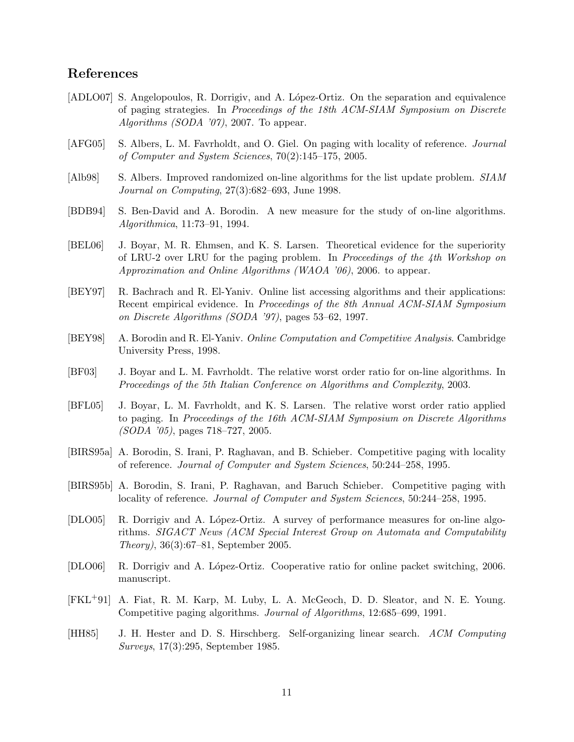## References

[ADLO07] S. Angelopoulos, R. Dorrigiv, and A. López-Ortiz. On the separation and equivalence of paging strategies. In *Proceedings of the 18th ACM-SIAM Symposium on Discrete Algorithms (SODA '07)*, 2007. To appear.

[AFG05] S. Albers, L. M. Favrholdt, and O. Giel. On paging with locality of reference. *Journal of Computer and System Sciences*, 70(2):145–175, 2005.

[Alb98] S. Albers. Improved randomized on-line algorithms for the list update problem. *SIAM Journal on Computing*, 27(3):682–693, June 1998.

[BDB94] S. Ben-David and A. Borodin. A new measure for the study of on-line algorithms. *Algorithmica*, 11:73–91, 1994.

[BEL06] J. Boyar, M. R. Ehmsen, and K. S. Larsen. Theoretical evidence for the superiority of LRU-2 over LRU for the paging problem. In *Proceedings of the 4th Workshop on Approximation and Online Algorithms (WAOA '06)*, 2006. to appear.

[BEY97] R. Bachrach and R. El-Yaniv. Online list accessing algorithms and their applications: Recent empirical evidence. In *Proceedings of the 8th Annual ACM-SIAM Symposium on Discrete Algorithms (SODA '97)*, pages 53–62, 1997.

[BEY98] A. Borodin and R. El-Yaniv. *Online Computation and Competitive Analysis*. Cambridge University Press, 1998.

[BF03] J. Boyar and L. M. Favrholdt. The relative worst order ratio for on-line algorithms. In *Proceedings of the 5th Italian Conference on Algorithms and Complexity*, 2003.

[BFL05] J. Boyar, L. M. Favrholdt, and K. S. Larsen. The relative worst order ratio applied to paging. In *Proceedings of the 16th ACM-SIAM Symposium on Discrete Algorithms (SODA '05)*, pages 718–727, 2005.

[BIRS95a] A. Borodin, S. Irani, P. Raghavan, and B. Schieber. Competitive paging with locality of reference. *Journal of Computer and System Sciences*, 50:244–258, 1995.

[BIRS95b] A. Borodin, S. Irani, P. Raghavan, and Baruch Schieber. Competitive paging with locality of reference. *Journal of Computer and System Sciences*, 50:244–258, 1995.

[DLO05] R. Dorrigiv and A. López-Ortiz. A survey of performance measures for on-line algorithms. *SIGACT News (ACM Special Interest Group on Automata and Computability Theory)*, 36(3):67–81, September 2005.

[DLO06] R. Dorrigiv and A. López-Ortiz. Cooperative ratio for online packet switching, 2006. manuscript.

[FKL+91] A. Fiat, R. M. Karp, M. Luby, L. A. McGeoch, D. D. Sleator, and N. E. Young. Competitive paging algorithms. *Journal of Algorithms*, 12:685–699, 1991.

[HH85] J. H. Hester and D. S. Hirschberg. Self-organizing linear search. *ACM Computing Surveys*, 17(3):295, September 1985.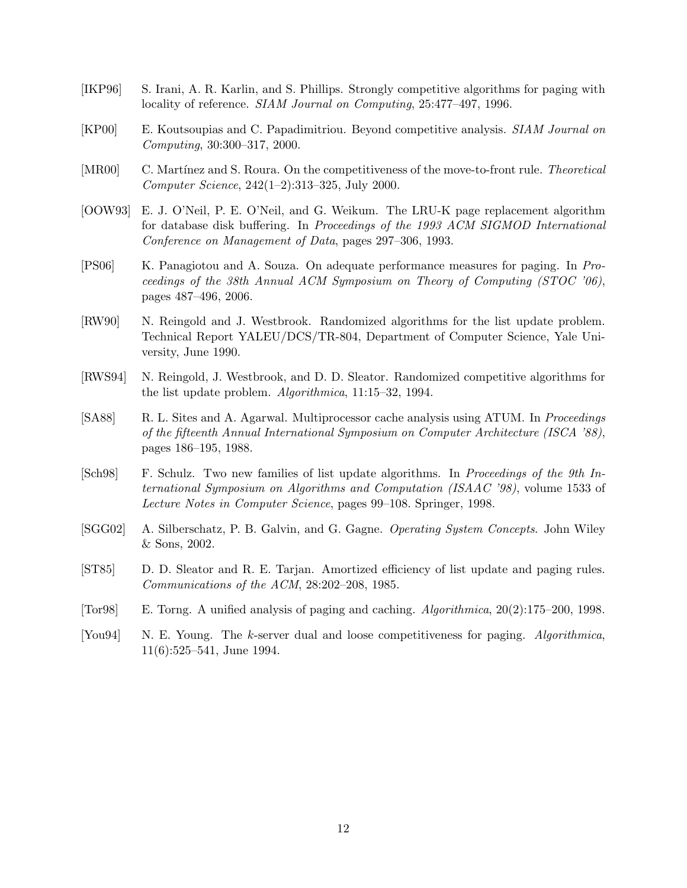[IKP96] S. Irani, A. R. Karlin, and S. Phillips. Strongly competitive algorithms for paging with locality of reference. *SIAM Journal on Computing*, 25:477–497, 1996.

[KP00] E. Koutsoupias and C. Papadimitriou. Beyond competitive analysis. *SIAM Journal on Computing*, 30:300–317, 2000.

[MR00] C. Martínez and S. Roura. On the competitiveness of the move-to-front rule. *Theoretical Computer Science*, 242(1–2):313–325, July 2000.

[OOW93] E. J. O'Neil, P. E. O'Neil, and G. Weikum. The LRU-K page replacement algorithm for database disk buffering. In *Proceedings of the 1993 ACM SIGMOD International Conference on Management of Data*, pages 297–306, 1993.

[PS06] K. Panagiotou and A. Souza. On adequate performance measures for paging. In *Proceedings of the 38th Annual ACM Symposium on Theory of Computing (STOC '06)*, pages 487–496, 2006.

[RW90] N. Reingold and J. Westbrook. Randomized algorithms for the list update problem. Technical Report YALEU/DCS/TR-804, Department of Computer Science, Yale University, June 1990.

[RWS94] N. Reingold, J. Westbrook, and D. D. Sleator. Randomized competitive algorithms for the list update problem. *Algorithmica*, 11:15–32, 1994.

[SA88] R. L. Sites and A. Agarwal. Multiprocessor cache analysis using ATUM. In *Proceedings of the fifteenth Annual International Symposium on Computer Architecture (ISCA '88)*, pages 186–195, 1988.

[Sch98] F. Schulz. Two new families of list update algorithms. In *Proceedings of the 9th International Symposium on Algorithms and Computation (ISAAC '98)*, volume 1533 of *Lecture Notes in Computer Science*, pages 99–108. Springer, 1998.

[SGG02] A. Silberschatz, P. B. Galvin, and G. Gagne. *Operating System Concepts*. John Wiley & Sons, 2002.

[ST85] D. D. Sleator and R. E. Tarjan. Amortized efficiency of list update and paging rules. *Communications of the ACM*, 28:202–208, 1985.

[Tor98] E. Torng. A unified analysis of paging and caching. *Algorithmica*, 20(2):175–200, 1998.

[You94] N. E. Young. The $k$-server dual and loose competitiveness for paging. *Algorithmica*, 11(6):525–541, June 1994.